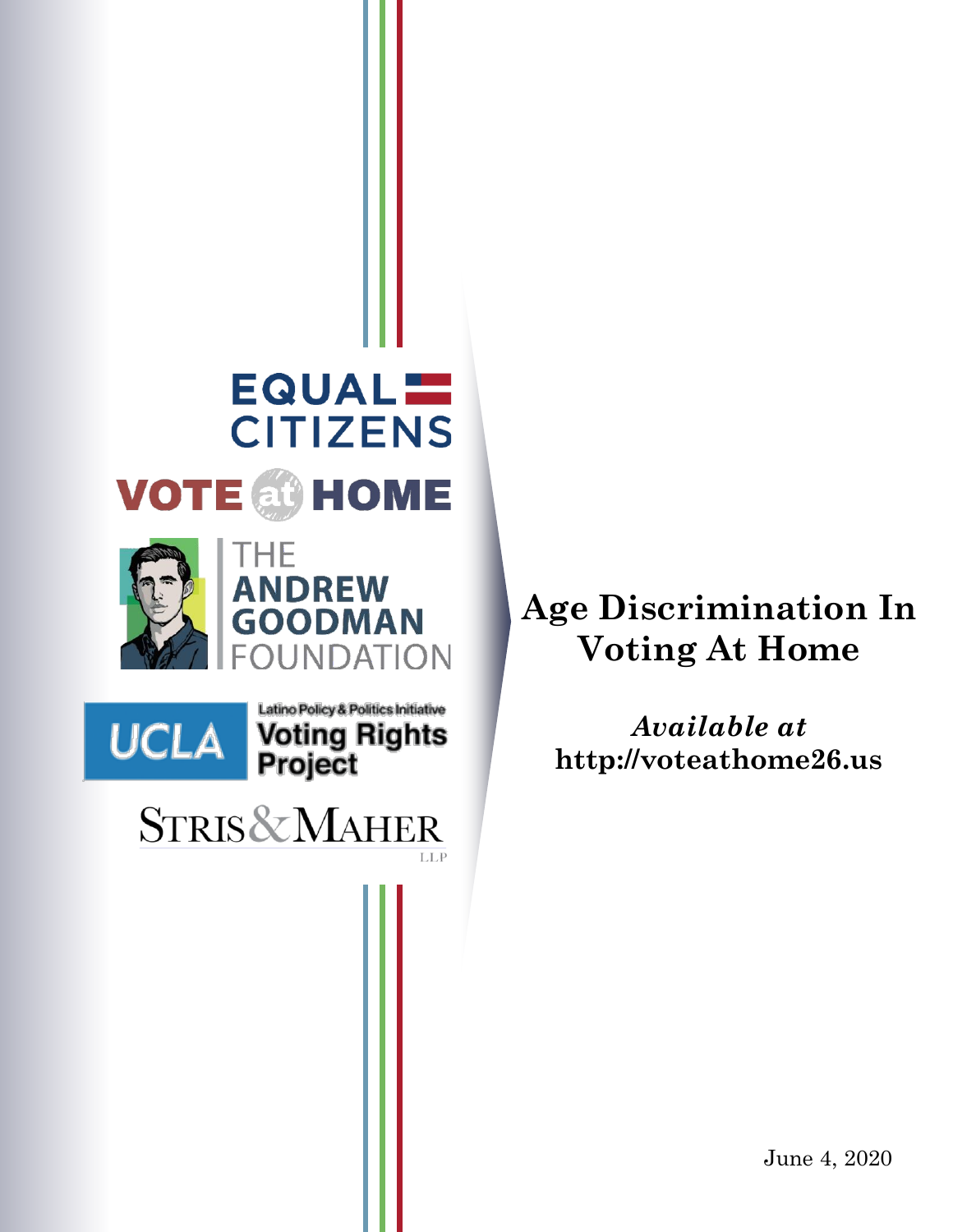EQUAL CITIZENS

VOTE at HOME

THE ANDREW GOODMAN FOUNDATION

UCLA Latino Policy & Politics Initiative Voting Rights Project

STRIS & MAHER LLP

# Age Discrimination In Voting At Home

*Available at*
**http://voteathome26.us**

June 4, 2020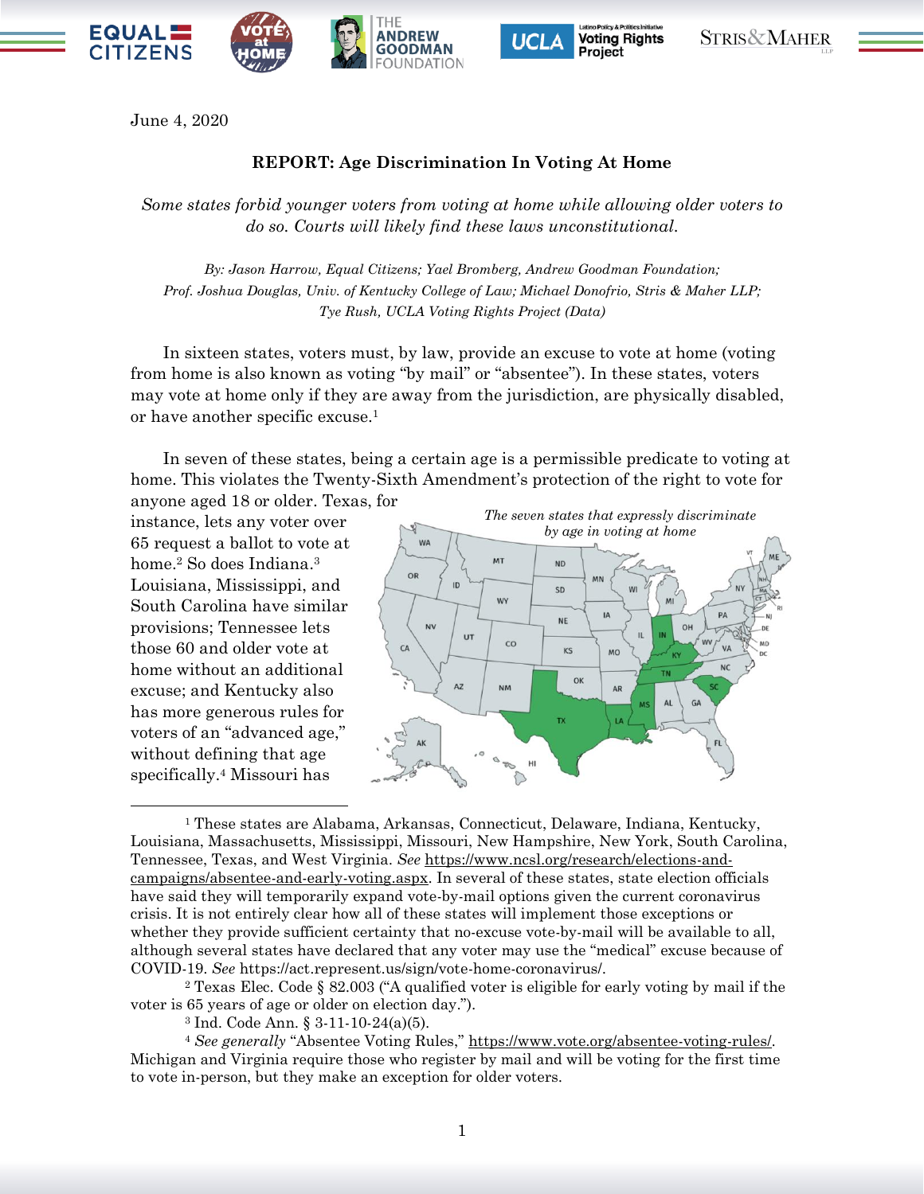June 4, 2020

**REPORT: Age Discrimination In Voting At Home**

*Some states forbid younger voters from voting at home while allowing older voters to do so. Courts will likely find these laws unconstitutional.*

*By: Jason Harrow, Equal Citizens; Yael Bromberg, Andrew Goodman Foundation; Prof. Joshua Douglas, Univ. of Kentucky College of Law; Michael Donofrio, Stris & Maher LLP; Tye Rush, UCLA Voting Rights Project (Data)*

In sixteen states, voters must, by law, provide an excuse to vote at home (voting from home is also known as voting "by mail" or "absentee"). In these states, voters may vote at home only if they are away from the jurisdiction, are physically disabled, or have another specific excuse.[1]

In seven of these states, being a certain age is a permissible predicate to voting at home. This violates the Twenty-Sixth Amendment's protection of the right to vote for anyone aged 18 or older. Texas, for instance, lets any voter over 65 request a ballot to vote at home.[2] So does Indiana.[3] Louisiana, Mississippi, and South Carolina have similar provisions; Tennessee lets those 60 and older vote at home without an additional excuse; and Kentucky also has more generous rules for voters of an "advanced age," without defining that age specifically.[4] Missouri has

*The seven states that expressly discriminate by age in voting at home*

---

[1] These states are Alabama, Arkansas, Connecticut, Delaware, Indiana, Kentucky, Louisiana, Massachusetts, Mississippi, Missouri, New Hampshire, New York, South Carolina, Tennessee, Texas, and West Virginia. *See* https://www.ncsl.org/research/elections-and-campaigns/absentee-and-early-voting.aspx. In several of these states, state election officials have said they will temporarily expand vote-by-mail options given the current coronavirus crisis. It is not entirely clear how all of these states will implement those exceptions or whether they provide sufficient certainty that no-excuse vote-by-mail will be available to all, although several states have declared that any voter may use the "medical" excuse because of COVID-19. *See* https://act.represent.us/sign/vote-home-coronavirus/.

[2] Texas Elec. Code § 82.003 ("A qualified voter is eligible for early voting by mail if the voter is 65 years of age or older on election day.").

[3] Ind. Code Ann. § 3-11-10-24(a)(5).

[4] *See generally* "Absentee Voting Rules," https://www.vote.org/absentee-voting-rules/. Michigan and Virginia require those who register by mail and will be voting for the first time to vote in-person, but they make an exception for older voters.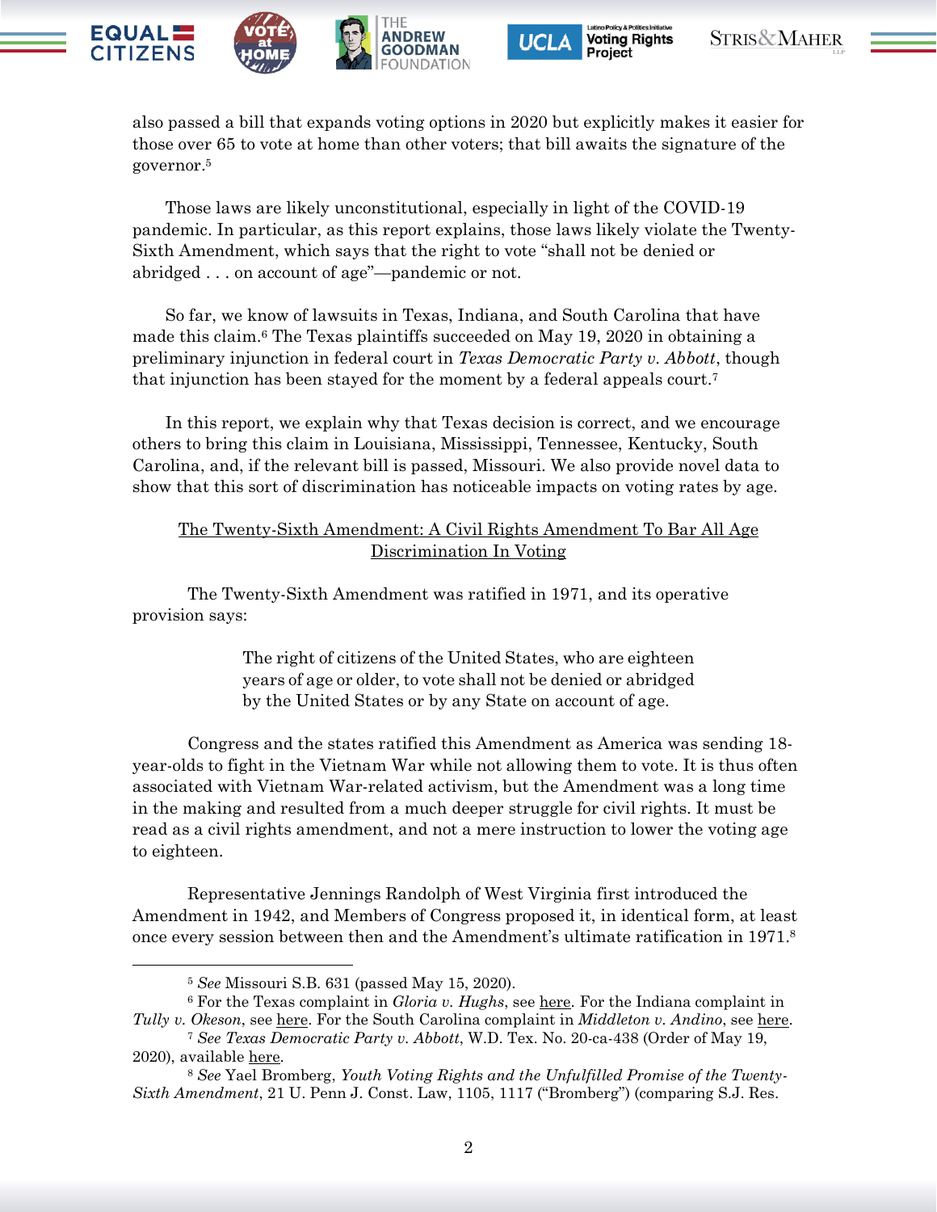also passed a bill that expands voting options in 2020 but explicitly makes it easier for those over 65 to vote at home than other voters; that bill awaits the signature of the governor.[5]

Those laws are likely unconstitutional, especially in light of the COVID-19 pandemic. In particular, as this report explains, those laws likely violate the Twenty-Sixth Amendment, which says that the right to vote "shall not be denied or abridged . . . on account of age"—pandemic or not.

So far, we know of lawsuits in Texas, Indiana, and South Carolina that have made this claim.[6] The Texas plaintiffs succeeded on May 19, 2020 in obtaining a preliminary injunction in federal court in *Texas Democratic Party v. Abbott*, though that injunction has been stayed for the moment by a federal appeals court.[7]

In this report, we explain why that Texas decision is correct, and we encourage others to bring this claim in Louisiana, Mississippi, Tennessee, Kentucky, South Carolina, and, if the relevant bill is passed, Missouri. We also provide novel data to show that this sort of discrimination has noticeable impacts on voting rates by age.

## The Twenty-Sixth Amendment: A Civil Rights Amendment To Bar All Age Discrimination In Voting

The Twenty-Sixth Amendment was ratified in 1971, and its operative provision says:

> The right of citizens of the United States, who are eighteen years of age or older, to vote shall not be denied or abridged by the United States or by any State on account of age.

Congress and the states ratified this Amendment as America was sending 18-year-olds to fight in the Vietnam War while not allowing them to vote. It is thus often associated with Vietnam War-related activism, but the Amendment was a long time in the making and resulted from a much deeper struggle for civil rights. It must be read as a civil rights amendment, and not a mere instruction to lower the voting age to eighteen.

Representative Jennings Randolph of West Virginia first introduced the Amendment in 1942, and Members of Congress proposed it, in identical form, at least once every session between then and the Amendment's ultimate ratification in 1971.[8]

---

[5] *See* Missouri S.B. 631 (passed May 15, 2020).

[6] For the Texas complaint in *Gloria v. Hughs*, see here. For the Indiana complaint in *Tully v. Okeson*, see here. For the South Carolina complaint in *Middleton v. Andino*, see here.

[7] *See Texas Democratic Party v. Abbott*, W.D. Tex. No. 20-ca-438 (Order of May 19, 2020), available here.

[8] *See* Yael Bromberg, *Youth Voting Rights and the Unfulfilled Promise of the Twenty-Sixth Amendment*, 21 U. Penn J. Const. Law, 1105, 1117 ("Bromberg") (comparing S.J. Res.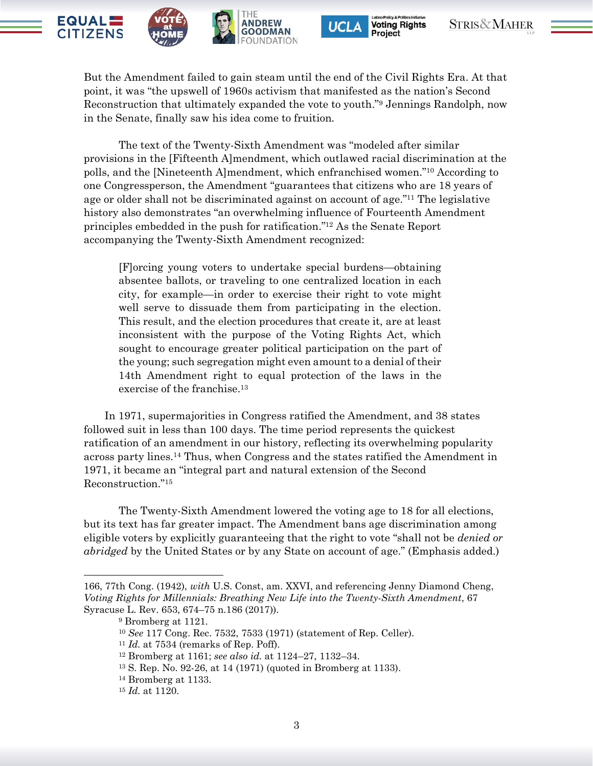But the Amendment failed to gain steam until the end of the Civil Rights Era. At that point, it was "the upswell of 1960s activism that manifested as the nation's Second Reconstruction that ultimately expanded the vote to youth."[9] Jennings Randolph, now in the Senate, finally saw his idea come to fruition.

The text of the Twenty-Sixth Amendment was "modeled after similar provisions in the [Fifteenth A]mendment, which outlawed racial discrimination at the polls, and the [Nineteenth A]mendment, which enfranchised women."[10] According to one Congressperson, the Amendment "guarantees that citizens who are 18 years of age or older shall not be discriminated against on account of age."[11] The legislative history also demonstrates "an overwhelming influence of Fourteenth Amendment principles embedded in the push for ratification."[12] As the Senate Report accompanying the Twenty-Sixth Amendment recognized:

> [F]orcing young voters to undertake special burdens—obtaining absentee ballots, or traveling to one centralized location in each city, for example—in order to exercise their right to vote might well serve to dissuade them from participating in the election. This result, and the election procedures that create it, are at least inconsistent with the purpose of the Voting Rights Act, which sought to encourage greater political participation on the part of the young; such segregation might even amount to a denial of their 14th Amendment right to equal protection of the laws in the exercise of the franchise.[13]

In 1971, supermajorities in Congress ratified the Amendment, and 38 states followed suit in less than 100 days. The time period represents the quickest ratification of an amendment in our history, reflecting its overwhelming popularity across party lines.[14] Thus, when Congress and the states ratified the Amendment in 1971, it became an "integral part and natural extension of the Second Reconstruction."[15]

The Twenty-Sixth Amendment lowered the voting age to 18 for all elections, but its text has far greater impact. The Amendment bans age discrimination among eligible voters by explicitly guaranteeing that the right to vote "shall not be *denied or abridged* by the United States or by any State on account of age." (Emphasis added.)

---

166, 77th Cong. (1942), *with* U.S. Const, am. XXVI, and referencing Jenny Diamond Cheng, *Voting Rights for Millennials: Breathing New Life into the Twenty-Sixth Amendment*, 67 Syracuse L. Rev. 653, 674–75 n.186 (2017)).

[9] Bromberg at 1121.

[10] *See* 117 Cong. Rec. 7532, 7533 (1971) (statement of Rep. Celler).

[11] *Id.* at 7534 (remarks of Rep. Poff).

[12] Bromberg at 1161; *see also id.* at 1124–27, 1132–34.

[13] S. Rep. No. 92-26, at 14 (1971) (quoted in Bromberg at 1133).

[14] Bromberg at 1133.

[15] *Id.* at 1120.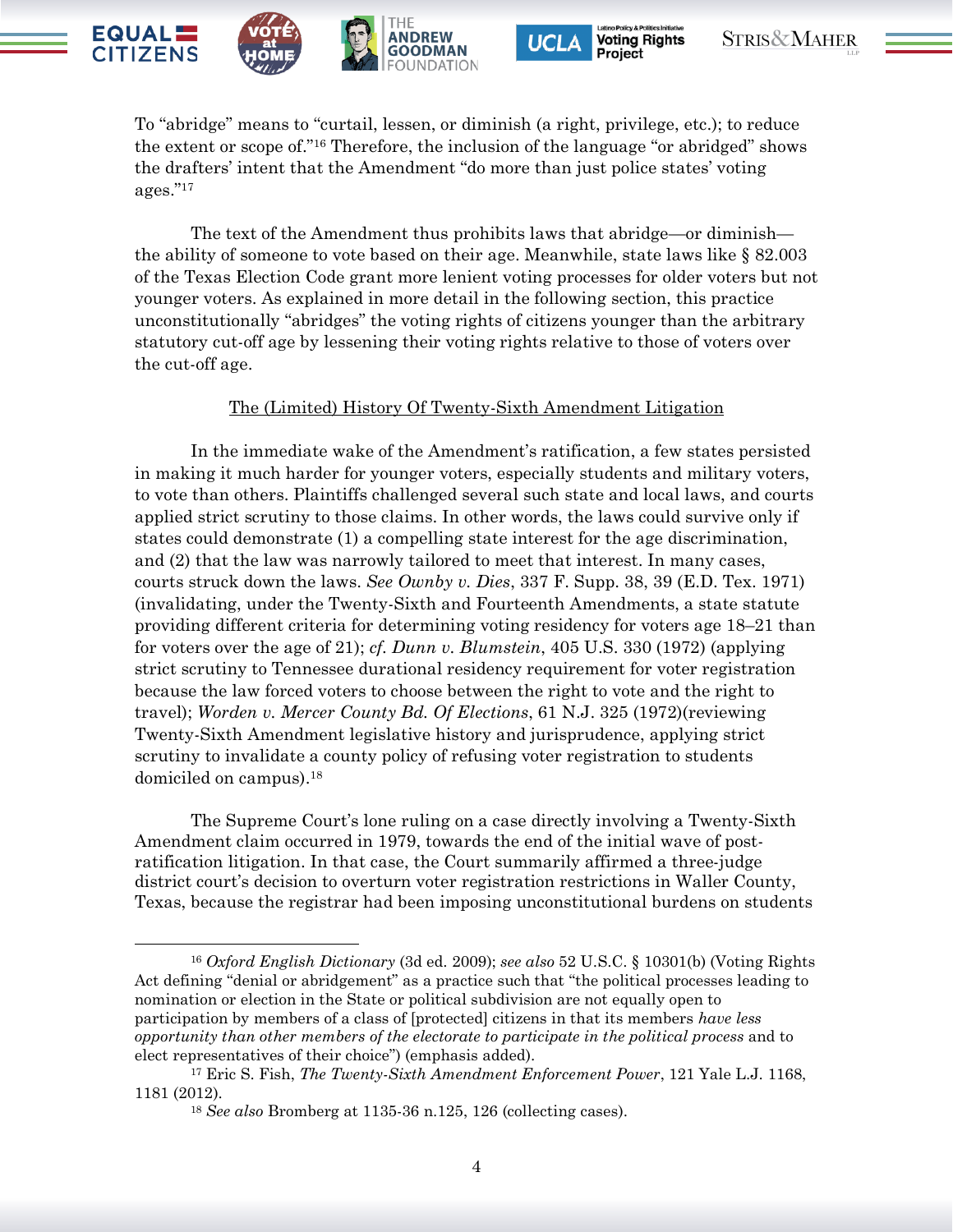To "abridge" means to "curtail, lessen, or diminish (a right, privilege, etc.); to reduce the extent or scope of."[16] Therefore, the inclusion of the language "or abridged" shows the drafters' intent that the Amendment "do more than just police states' voting ages."[17]

The text of the Amendment thus prohibits laws that abridge—or diminish—the ability of someone to vote based on their age. Meanwhile, state laws like § 82.003 of the Texas Election Code grant more lenient voting processes for older voters but not younger voters. As explained in more detail in the following section, this practice unconstitutionally "abridges" the voting rights of citizens younger than the arbitrary statutory cut-off age by lessening their voting rights relative to those of voters over the cut-off age.

## The (Limited) History Of Twenty-Sixth Amendment Litigation

In the immediate wake of the Amendment's ratification, a few states persisted in making it much harder for younger voters, especially students and military voters, to vote than others. Plaintiffs challenged several such state and local laws, and courts applied strict scrutiny to those claims. In other words, the laws could survive only if states could demonstrate (1) a compelling state interest for the age discrimination, and (2) that the law was narrowly tailored to meet that interest. In many cases, courts struck down the laws. *See Ownby v. Dies*, 337 F. Supp. 38, 39 (E.D. Tex. 1971) (invalidating, under the Twenty-Sixth and Fourteenth Amendments, a state statute providing different criteria for determining voting residency for voters age 18–21 than for voters over the age of 21); *cf. Dunn v. Blumstein*, 405 U.S. 330 (1972) (applying strict scrutiny to Tennessee durational residency requirement for voter registration because the law forced voters to choose between the right to vote and the right to travel); *Worden v. Mercer County Bd. Of Elections*, 61 N.J. 325 (1972)(reviewing Twenty-Sixth Amendment legislative history and jurisprudence, applying strict scrutiny to invalidate a county policy of refusing voter registration to students domiciled on campus).[18]

The Supreme Court's lone ruling on a case directly involving a Twenty-Sixth Amendment claim occurred in 1979, towards the end of the initial wave of post-ratification litigation. In that case, the Court summarily affirmed a three-judge district court's decision to overturn voter registration restrictions in Waller County, Texas, because the registrar had been imposing unconstitutional burdens on students

---

[16] *Oxford English Dictionary* (3d ed. 2009); *see also* 52 U.S.C. § 10301(b) (Voting Rights Act defining "denial or abridgement" as a practice such that "the political processes leading to nomination or election in the State or political subdivision are not equally open to participation by members of a class of [protected] citizens in that its members *have less opportunity than other members of the electorate to participate in the political process* and to elect representatives of their choice") (emphasis added).

[17] Eric S. Fish, *The Twenty-Sixth Amendment Enforcement Power*, 121 Yale L.J. 1168, 1181 (2012).

[18] *See also* Bromberg at 1135-36 n.125, 126 (collecting cases).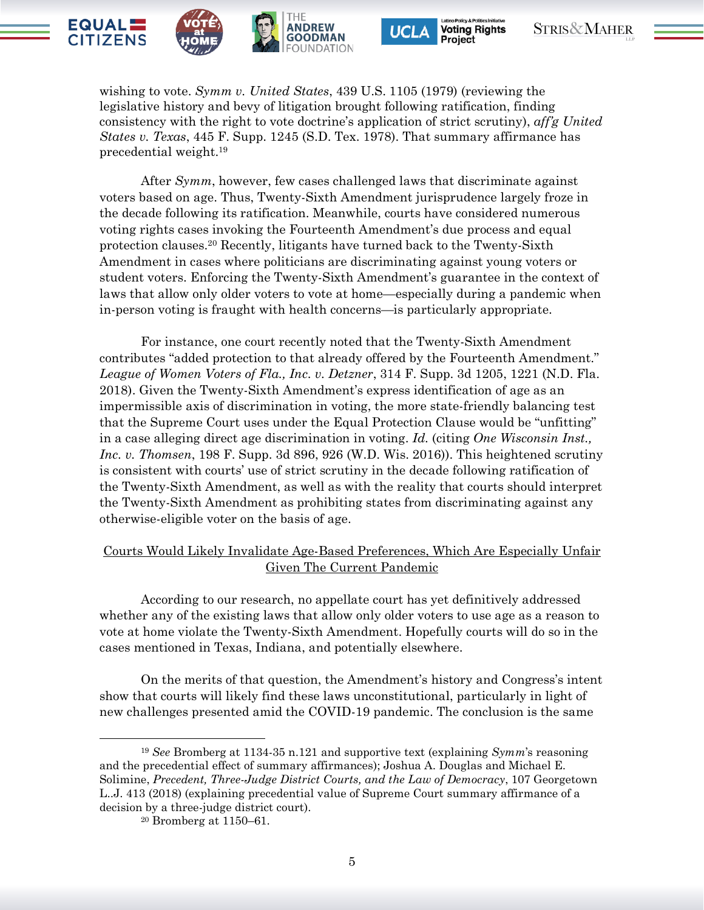wishing to vote. *Symm v. United States*, 439 U.S. 1105 (1979) (reviewing the legislative history and bevy of litigation brought following ratification, finding consistency with the right to vote doctrine's application of strict scrutiny), *aff'g United States v. Texas*, 445 F. Supp. 1245 (S.D. Tex. 1978). That summary affirmance has precedential weight.[19]

After *Symm*, however, few cases challenged laws that discriminate against voters based on age. Thus, Twenty-Sixth Amendment jurisprudence largely froze in the decade following its ratification. Meanwhile, courts have considered numerous voting rights cases invoking the Fourteenth Amendment's due process and equal protection clauses.[20] Recently, litigants have turned back to the Twenty-Sixth Amendment in cases where politicians are discriminating against young voters or student voters. Enforcing the Twenty-Sixth Amendment's guarantee in the context of laws that allow only older voters to vote at home—especially during a pandemic when in-person voting is fraught with health concerns—is particularly appropriate.

For instance, one court recently noted that the Twenty-Sixth Amendment contributes "added protection to that already offered by the Fourteenth Amendment." *League of Women Voters of Fla., Inc. v. Detzner*, 314 F. Supp. 3d 1205, 1221 (N.D. Fla. 2018). Given the Twenty-Sixth Amendment's express identification of age as an impermissible axis of discrimination in voting, the more state-friendly balancing test that the Supreme Court uses under the Equal Protection Clause would be "unfitting" in a case alleging direct age discrimination in voting. *Id.* (citing *One Wisconsin Inst., Inc. v. Thomsen*, 198 F. Supp. 3d 896, 926 (W.D. Wis. 2016)). This heightened scrutiny is consistent with courts' use of strict scrutiny in the decade following ratification of the Twenty-Sixth Amendment, as well as with the reality that courts should interpret the Twenty-Sixth Amendment as prohibiting states from discriminating against any otherwise-eligible voter on the basis of age.

<u>Courts Would Likely Invalidate Age-Based Preferences, Which Are Especially Unfair Given The Current Pandemic</u>

According to our research, no appellate court has yet definitively addressed whether any of the existing laws that allow only older voters to use age as a reason to vote at home violate the Twenty-Sixth Amendment. Hopefully courts will do so in the cases mentioned in Texas, Indiana, and potentially elsewhere.

On the merits of that question, the Amendment's history and Congress's intent show that courts will likely find these laws unconstitutional, particularly in light of new challenges presented amid the COVID-19 pandemic. The conclusion is the same

---

[19] *See* Bromberg at 1134-35 n.121 and supportive text (explaining *Symm*'s reasoning and the precedential effect of summary affirmances); Joshua A. Douglas and Michael E. Solimine, *Precedent, Three-Judge District Courts, and the Law of Democracy*, 107 Georgetown L..J. 413 (2018) (explaining precedential value of Supreme Court summary affirmance of a decision by a three-judge district court).

[20] Bromberg at 1150–61.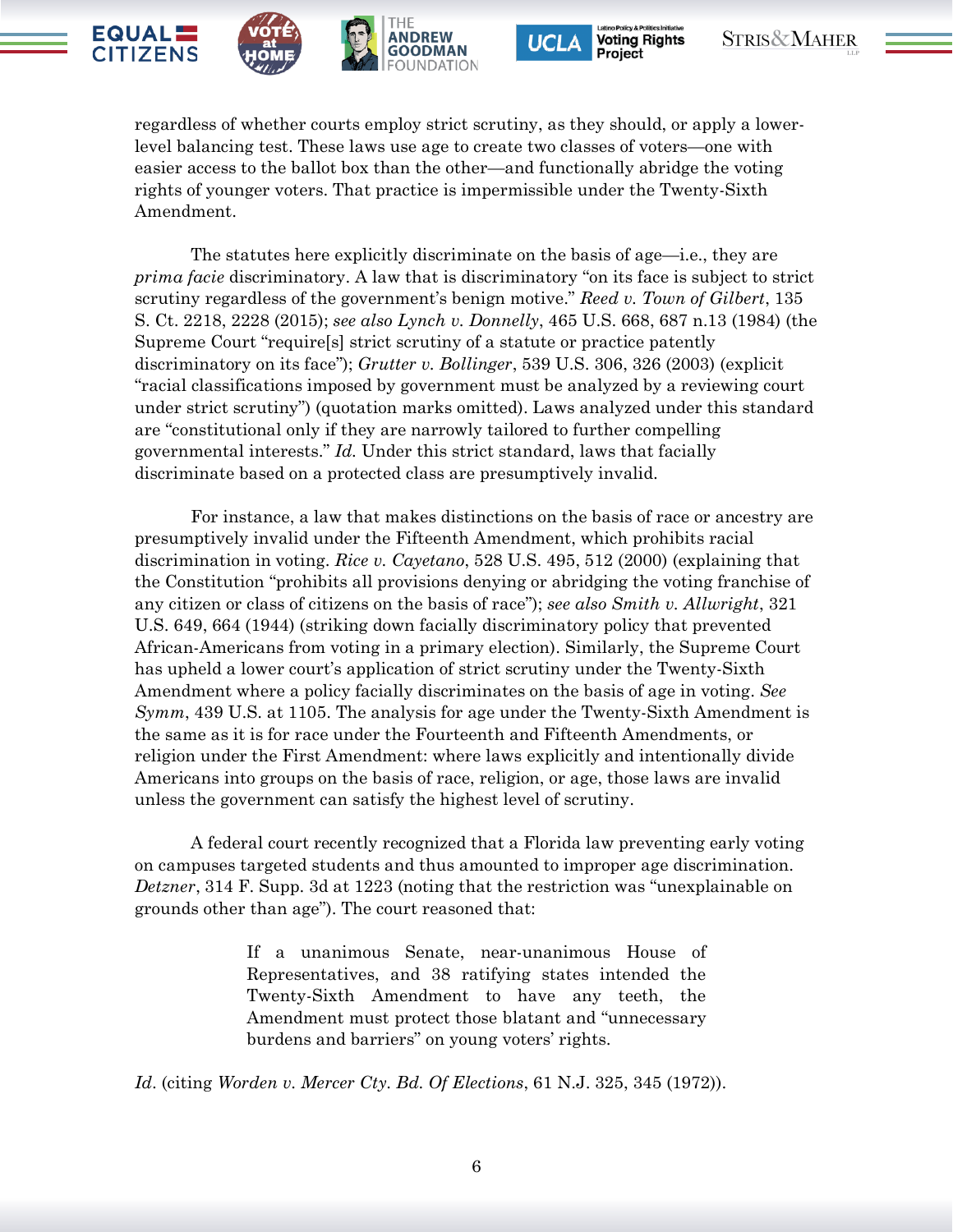regardless of whether courts employ strict scrutiny, as they should, or apply a lower-level balancing test. These laws use age to create two classes of voters—one with easier access to the ballot box than the other—and functionally abridge the voting rights of younger voters. That practice is impermissible under the Twenty-Sixth Amendment.

The statutes here explicitly discriminate on the basis of age—i.e., they are *prima facie* discriminatory. A law that is discriminatory "on its face is subject to strict scrutiny regardless of the government's benign motive." *Reed v. Town of Gilbert*, 135 S. Ct. 2218, 2228 (2015); *see also Lynch v. Donnelly*, 465 U.S. 668, 687 n.13 (1984) (the Supreme Court "require[s] strict scrutiny of a statute or practice patently discriminatory on its face"); *Grutter v. Bollinger*, 539 U.S. 306, 326 (2003) (explicit "racial classifications imposed by government must be analyzed by a reviewing court under strict scrutiny") (quotation marks omitted). Laws analyzed under this standard are "constitutional only if they are narrowly tailored to further compelling governmental interests." *Id.* Under this strict standard, laws that facially discriminate based on a protected class are presumptively invalid.

For instance, a law that makes distinctions on the basis of race or ancestry are presumptively invalid under the Fifteenth Amendment, which prohibits racial discrimination in voting. *Rice v. Cayetano*, 528 U.S. 495, 512 (2000) (explaining that the Constitution "prohibits all provisions denying or abridging the voting franchise of any citizen or class of citizens on the basis of race"); *see also Smith v. Allwright*, 321 U.S. 649, 664 (1944) (striking down facially discriminatory policy that prevented African-Americans from voting in a primary election). Similarly, the Supreme Court has upheld a lower court's application of strict scrutiny under the Twenty-Sixth Amendment where a policy facially discriminates on the basis of age in voting. *See Symm*, 439 U.S. at 1105. The analysis for age under the Twenty-Sixth Amendment is the same as it is for race under the Fourteenth and Fifteenth Amendments, or religion under the First Amendment: where laws explicitly and intentionally divide Americans into groups on the basis of race, religion, or age, those laws are invalid unless the government can satisfy the highest level of scrutiny.

A federal court recently recognized that a Florida law preventing early voting on campuses targeted students and thus amounted to improper age discrimination. *Detzner*, 314 F. Supp. 3d at 1223 (noting that the restriction was "unexplainable on grounds other than age"). The court reasoned that:

> If a unanimous Senate, near-unanimous House of Representatives, and 38 ratifying states intended the Twenty-Sixth Amendment to have any teeth, the Amendment must protect those blatant and "unnecessary burdens and barriers" on young voters' rights.

*Id*. (citing *Worden v. Mercer Cty. Bd. Of Elections*, 61 N.J. 325, 345 (1972)).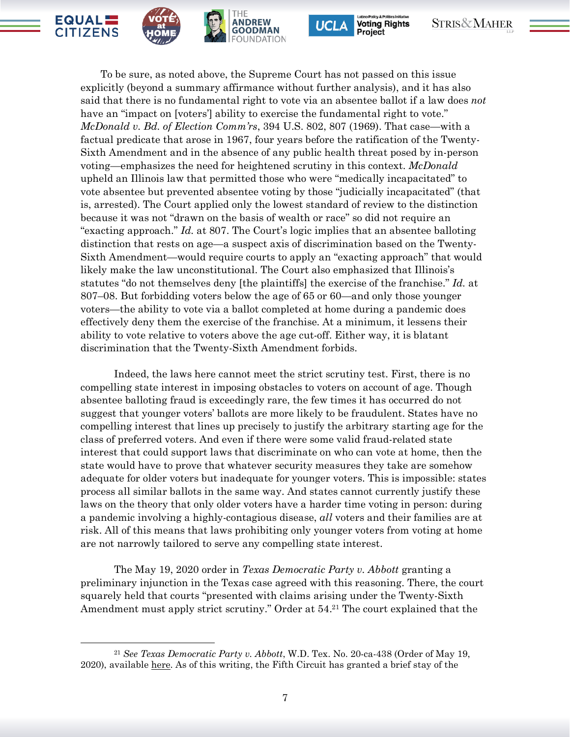To be sure, as noted above, the Supreme Court has not passed on this issue explicitly (beyond a summary affirmance without further analysis), and it has also said that there is no fundamental right to vote via an absentee ballot if a law does *not* have an "impact on [voters'] ability to exercise the fundamental right to vote." *McDonald v. Bd. of Election Comm'rs*, 394 U.S. 802, 807 (1969). That case—with a factual predicate that arose in 1967, four years before the ratification of the Twenty-Sixth Amendment and in the absence of any public health threat posed by in-person voting—emphasizes the need for heightened scrutiny in this context. *McDonald* upheld an Illinois law that permitted those who were "medically incapacitated" to vote absentee but prevented absentee voting by those "judicially incapacitated" (that is, arrested). The Court applied only the lowest standard of review to the distinction because it was not "drawn on the basis of wealth or race" so did not require an "exacting approach." *Id.* at 807. The Court's logic implies that an absentee balloting distinction that rests on age—a suspect axis of discrimination based on the Twenty-Sixth Amendment—would require courts to apply an "exacting approach" that would likely make the law unconstitutional. The Court also emphasized that Illinois's statutes "do not themselves deny [the plaintiffs] the exercise of the franchise." *Id.* at 807–08. But forbidding voters below the age of 65 or 60—and only those younger voters—the ability to vote via a ballot completed at home during a pandemic does effectively deny them the exercise of the franchise. At a minimum, it lessens their ability to vote relative to voters above the age cut-off. Either way, it is blatant discrimination that the Twenty-Sixth Amendment forbids.

Indeed, the laws here cannot meet the strict scrutiny test. First, there is no compelling state interest in imposing obstacles to voters on account of age. Though absentee balloting fraud is exceedingly rare, the few times it has occurred do not suggest that younger voters' ballots are more likely to be fraudulent. States have no compelling interest that lines up precisely to justify the arbitrary starting age for the class of preferred voters. And even if there were some valid fraud-related state interest that could support laws that discriminate on who can vote at home, then the state would have to prove that whatever security measures they take are somehow adequate for older voters but inadequate for younger voters. This is impossible: states process all similar ballots in the same way. And states cannot currently justify these laws on the theory that only older voters have a harder time voting in person: during a pandemic involving a highly-contagious disease, *all* voters and their families are at risk. All of this means that laws prohibiting only younger voters from voting at home are not narrowly tailored to serve any compelling state interest.

The May 19, 2020 order in *Texas Democratic Party v. Abbott* granting a preliminary injunction in the Texas case agreed with this reasoning. There, the court squarely held that courts "presented with claims arising under the Twenty-Sixth Amendment must apply strict scrutiny." Order at 54.[21] The court explained that the

[21] *See Texas Democratic Party v. Abbott*, W.D. Tex. No. 20-ca-438 (Order of May 19, 2020), available here. As of this writing, the Fifth Circuit has granted a brief stay of the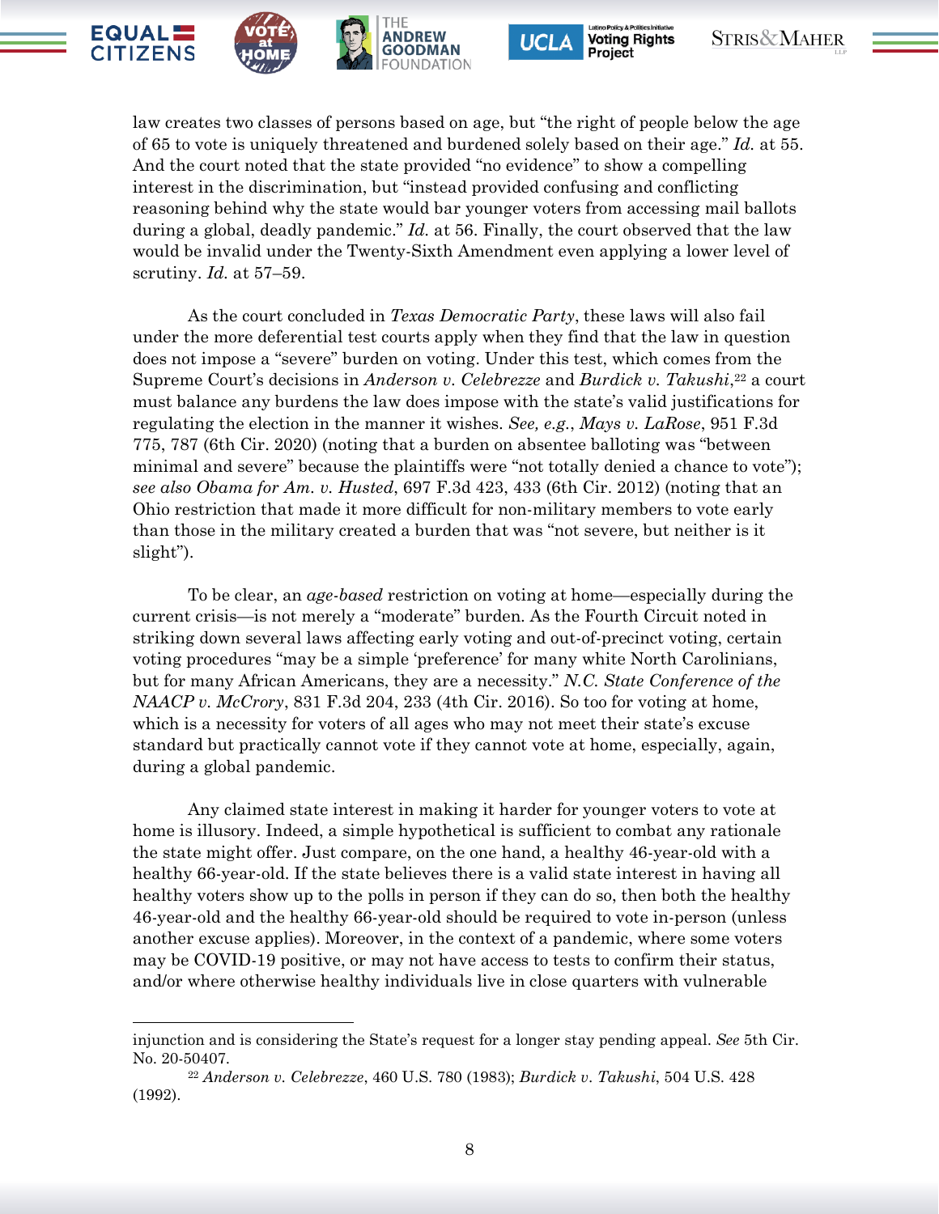law creates two classes of persons based on age, but "the right of people below the age of 65 to vote is uniquely threatened and burdened solely based on their age." *Id.* at 55. And the court noted that the state provided "no evidence" to show a compelling interest in the discrimination, but "instead provided confusing and conflicting reasoning behind why the state would bar younger voters from accessing mail ballots during a global, deadly pandemic." *Id.* at 56. Finally, the court observed that the law would be invalid under the Twenty-Sixth Amendment even applying a lower level of scrutiny. *Id.* at 57–59.

As the court concluded in *Texas Democratic Party*, these laws will also fail under the more deferential test courts apply when they find that the law in question does not impose a "severe" burden on voting. Under this test, which comes from the Supreme Court's decisions in *Anderson v. Celebrezze* and *Burdick v. Takushi*,[22] a court must balance any burdens the law does impose with the state's valid justifications for regulating the election in the manner it wishes. *See, e.g.*, *Mays v. LaRose*, 951 F.3d 775, 787 (6th Cir. 2020) (noting that a burden on absentee balloting was "between minimal and severe" because the plaintiffs were "not totally denied a chance to vote"); *see also Obama for Am. v. Husted*, 697 F.3d 423, 433 (6th Cir. 2012) (noting that an Ohio restriction that made it more difficult for non-military members to vote early than those in the military created a burden that was "not severe, but neither is it slight").

To be clear, an *age-based* restriction on voting at home—especially during the current crisis—is not merely a "moderate" burden. As the Fourth Circuit noted in striking down several laws affecting early voting and out-of-precinct voting, certain voting procedures "may be a simple 'preference' for many white North Carolinians, but for many African Americans, they are a necessity." *N.C. State Conference of the NAACP v. McCrory*, 831 F.3d 204, 233 (4th Cir. 2016). So too for voting at home, which is a necessity for voters of all ages who may not meet their state's excuse standard but practically cannot vote if they cannot vote at home, especially, again, during a global pandemic.

Any claimed state interest in making it harder for younger voters to vote at home is illusory. Indeed, a simple hypothetical is sufficient to combat any rationale the state might offer. Just compare, on the one hand, a healthy 46-year-old with a healthy 66-year-old. If the state believes there is a valid state interest in having all healthy voters show up to the polls in person if they can do so, then both the healthy 46-year-old and the healthy 66-year-old should be required to vote in-person (unless another excuse applies). Moreover, in the context of a pandemic, where some voters may be COVID-19 positive, or may not have access to tests to confirm their status, and/or where otherwise healthy individuals live in close quarters with vulnerable

---

injunction and is considering the State's request for a longer stay pending appeal. *See* 5th Cir. No. 20-50407.

[22] *Anderson v. Celebrezze*, 460 U.S. 780 (1983); *Burdick v. Takushi*, 504 U.S. 428 (1992).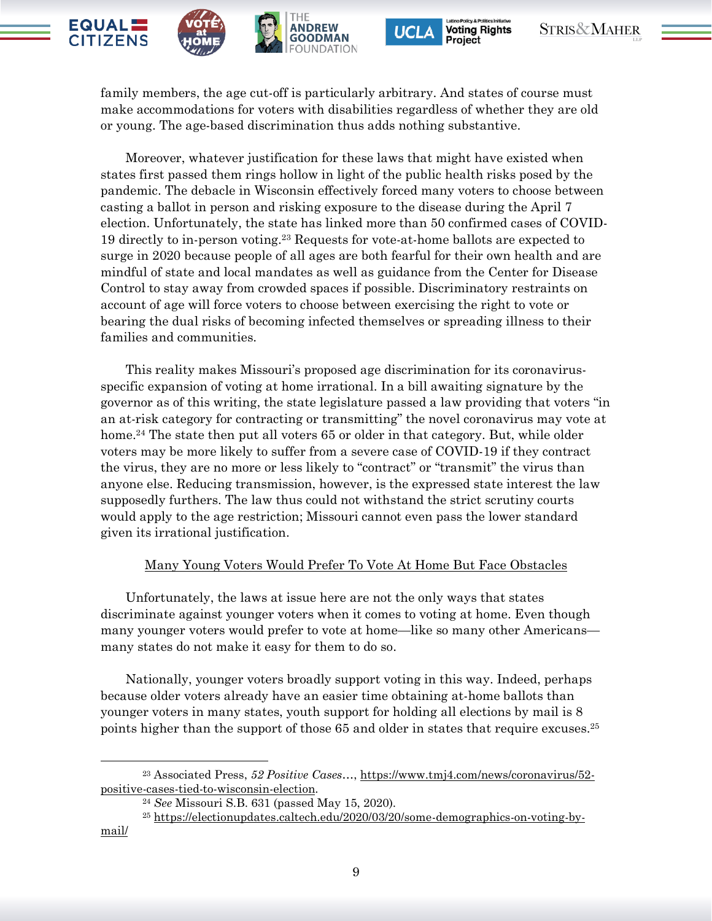family members, the age cut-off is particularly arbitrary. And states of course must make accommodations for voters with disabilities regardless of whether they are old or young. The age-based discrimination thus adds nothing substantive.

Moreover, whatever justification for these laws that might have existed when states first passed them rings hollow in light of the public health risks posed by the pandemic. The debacle in Wisconsin effectively forced many voters to choose between casting a ballot in person and risking exposure to the disease during the April 7 election. Unfortunately, the state has linked more than 50 confirmed cases of COVID-19 directly to in-person voting.[23] Requests for vote-at-home ballots are expected to surge in 2020 because people of all ages are both fearful for their own health and are mindful of state and local mandates as well as guidance from the Center for Disease Control to stay away from crowded spaces if possible. Discriminatory restraints on account of age will force voters to choose between exercising the right to vote or bearing the dual risks of becoming infected themselves or spreading illness to their families and communities.

This reality makes Missouri's proposed age discrimination for its coronavirus-specific expansion of voting at home irrational. In a bill awaiting signature by the governor as of this writing, the state legislature passed a law providing that voters "in an at-risk category for contracting or transmitting" the novel coronavirus may vote at home.[24] The state then put all voters 65 or older in that category. But, while older voters may be more likely to suffer from a severe case of COVID-19 if they contract the virus, they are no more or less likely to "contract" or "transmit" the virus than anyone else. Reducing transmission, however, is the expressed state interest the law supposedly furthers. The law thus could not withstand the strict scrutiny courts would apply to the age restriction; Missouri cannot even pass the lower standard given its irrational justification.

<u>Many Young Voters Would Prefer To Vote At Home But Face Obstacles</u>

Unfortunately, the laws at issue here are not the only ways that states discriminate against younger voters when it comes to voting at home. Even though many younger voters would prefer to vote at home—like so many other Americans—many states do not make it easy for them to do so.

Nationally, younger voters broadly support voting in this way. Indeed, perhaps because older voters already have an easier time obtaining at-home ballots than younger voters in many states, youth support for holding all elections by mail is 8 points higher than the support of those 65 and older in states that require excuses.[25]

---

[23] Associated Press, *52 Positive Cases*..., https://www.tmj4.com/news/coronavirus/52-positive-cases-tied-to-wisconsin-election.

[24] *See* Missouri S.B. 631 (passed May 15, 2020).

[25] https://electionupdates.caltech.edu/2020/03/20/some-demographics-on-voting-by-mail/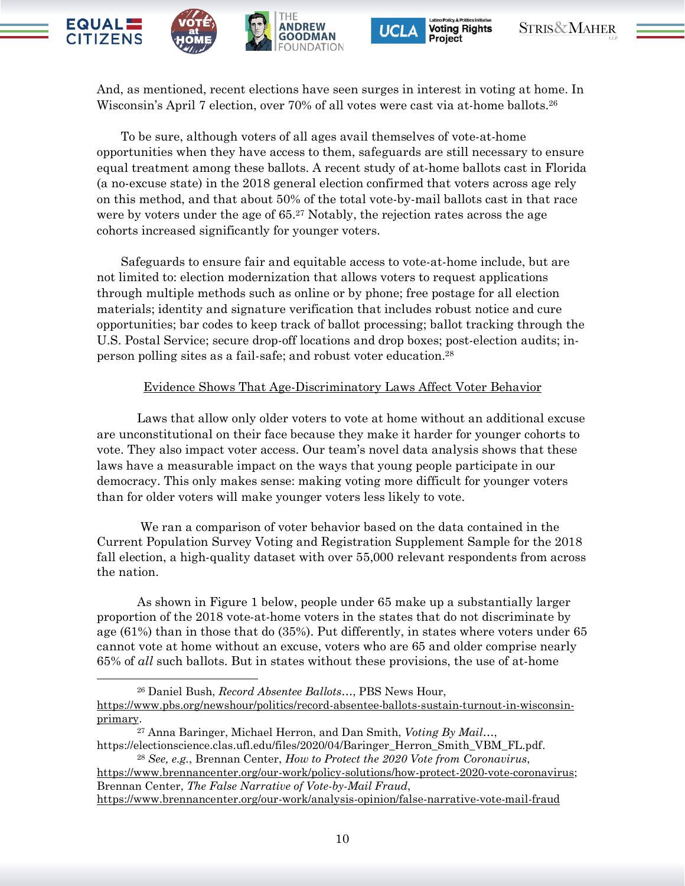And, as mentioned, recent elections have seen surges in interest in voting at home. In Wisconsin's April 7 election, over 70% of all votes were cast via at-home ballots.[26]

To be sure, although voters of all ages avail themselves of vote-at-home opportunities when they have access to them, safeguards are still necessary to ensure equal treatment among these ballots. A recent study of at-home ballots cast in Florida (a no-excuse state) in the 2018 general election confirmed that voters across age rely on this method, and that about 50% of the total vote-by-mail ballots cast in that race were by voters under the age of 65.[27] Notably, the rejection rates across the age cohorts increased significantly for younger voters.

Safeguards to ensure fair and equitable access to vote-at-home include, but are not limited to: election modernization that allows voters to request applications through multiple methods such as online or by phone; free postage for all election materials; identity and signature verification that includes robust notice and cure opportunities; bar codes to keep track of ballot processing; ballot tracking through the U.S. Postal Service; secure drop-off locations and drop boxes; post-election audits; in-person polling sites as a fail-safe; and robust voter education.[28]

<u>Evidence Shows That Age-Discriminatory Laws Affect Voter Behavior</u>

Laws that allow only older voters to vote at home without an additional excuse are unconstitutional on their face because they make it harder for younger cohorts to vote. They also impact voter access. Our team's novel data analysis shows that these laws have a measurable impact on the ways that young people participate in our democracy. This only makes sense: making voting more difficult for younger voters than for older voters will make younger voters less likely to vote.

We ran a comparison of voter behavior based on the data contained in the Current Population Survey Voting and Registration Supplement Sample for the 2018 fall election, a high-quality dataset with over 55,000 relevant respondents from across the nation.

As shown in Figure 1 below, people under 65 make up a substantially larger proportion of the 2018 vote-at-home voters in the states that do not discriminate by age (61%) than in those that do (35%). Put differently, in states where voters under 65 cannot vote at home without an excuse, voters who are 65 and older comprise nearly 65% of *all* such ballots. But in states without these provisions, the use of at-home

---

[26] Daniel Bush, *Record Absentee Ballots…*, PBS News Hour, https://www.pbs.org/newshour/politics/record-absentee-ballots-sustain-turnout-in-wisconsin-primary.

[27] Anna Baringer, Michael Herron, and Dan Smith, *Voting By Mail…*, https://electionscience.clas.ufl.edu/files/2020/04/Baringer_Herron_Smith_VBM_FL.pdf.

[28] *See, e.g.*, Brennan Center, *How to Protect the 2020 Vote from Coronavirus*, https://www.brennancenter.org/our-work/policy-solutions/how-protect-2020-vote-coronavirus; Brennan Center, *The False Narrative of Vote-by-Mail Fraud*, https://www.brennancenter.org/our-work/analysis-opinion/false-narrative-vote-mail-fraud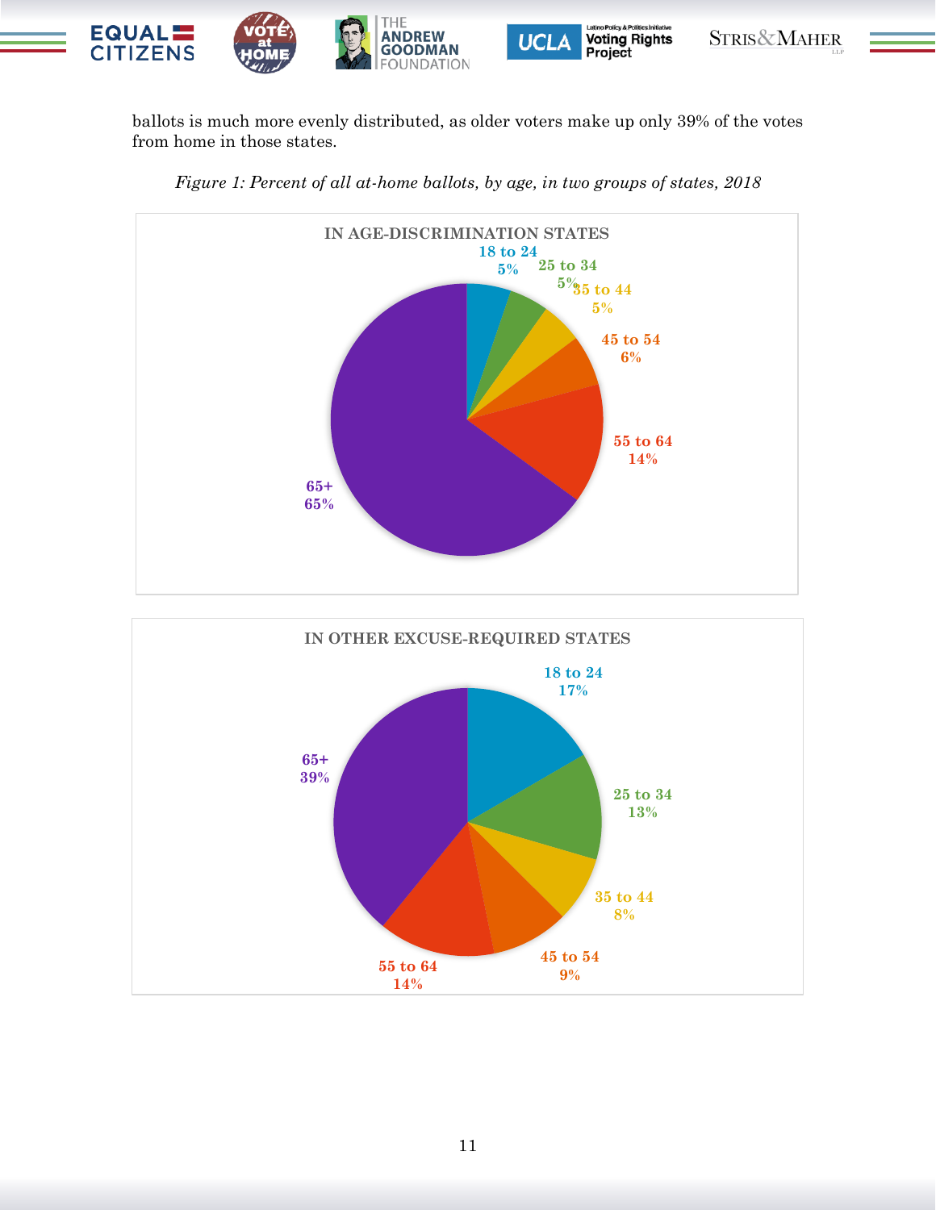ballots is much more evenly distributed, as older voters make up only 39% of the votes from home in those states.

*Figure 1: Percent of all at-home ballots, by age, in two groups of states, 2018*

**IN AGE-DISCRIMINATION STATES**

| Age | Percent |
|---|---|
| 18 to 24 | 5% |
| 25 to 34 | 5% |
| 35 to 44 | 5% |
| 45 to 54 | 6% |
| 55 to 64 | 14% |
| 65+ | 65% |

**IN OTHER EXCUSE-REQUIRED STATES**

| Age | Percent |
|---|---|
| 18 to 24 | 17% |
| 25 to 34 | 13% |
| 35 to 44 | 8% |
| 45 to 54 | 9% |
| 55 to 64 | 14% |
| 65+ | 39% |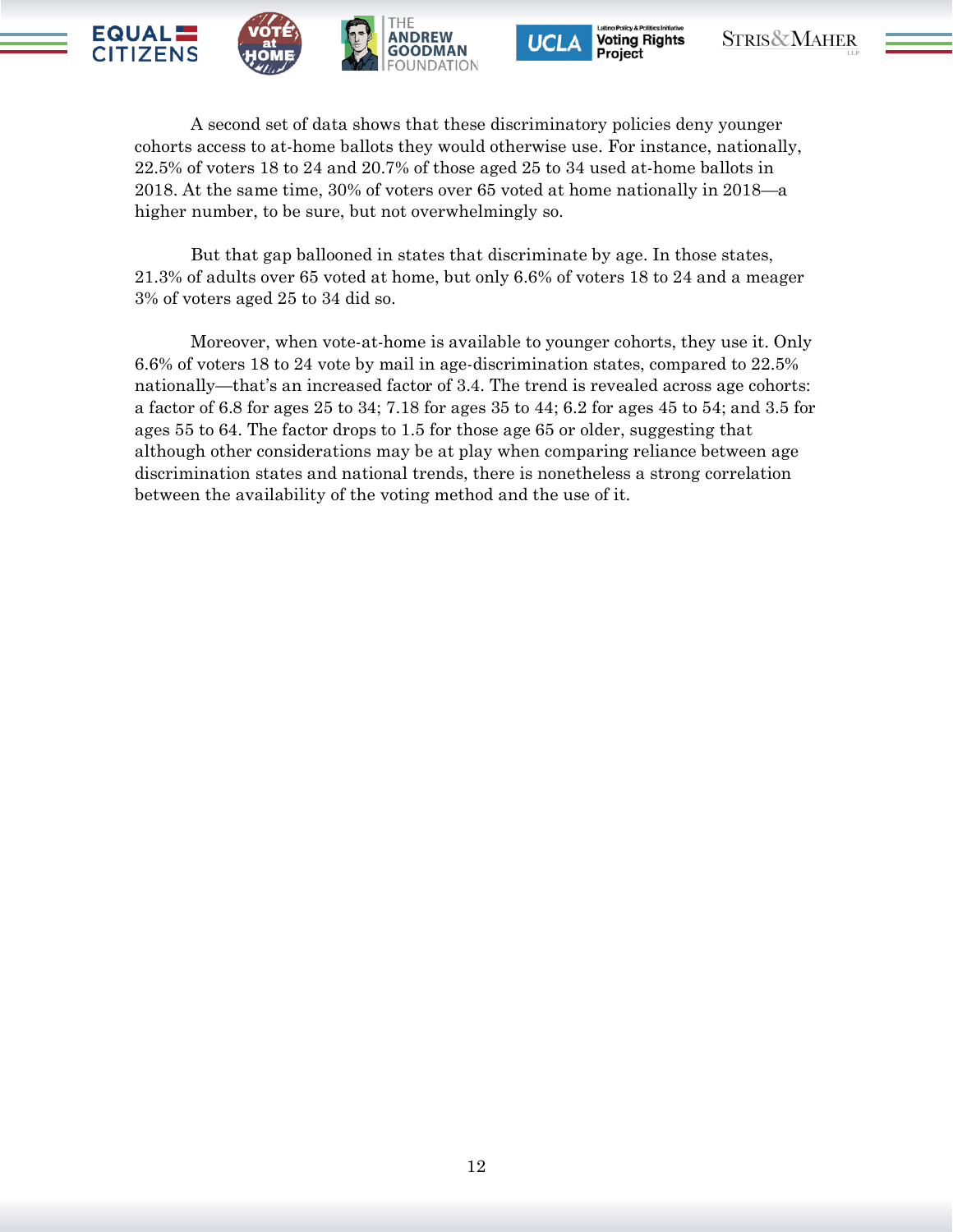A second set of data shows that these discriminatory policies deny younger cohorts access to at-home ballots they would otherwise use. For instance, nationally, 22.5% of voters 18 to 24 and 20.7% of those aged 25 to 34 used at-home ballots in 2018. At the same time, 30% of voters over 65 voted at home nationally in 2018—a higher number, to be sure, but not overwhelmingly so.

But that gap ballooned in states that discriminate by age. In those states, 21.3% of adults over 65 voted at home, but only 6.6% of voters 18 to 24 and a meager 3% of voters aged 25 to 34 did so.

Moreover, when vote-at-home is available to younger cohorts, they use it. Only 6.6% of voters 18 to 24 vote by mail in age-discrimination states, compared to 22.5% nationally—that's an increased factor of 3.4. The trend is revealed across age cohorts: a factor of 6.8 for ages 25 to 34; 7.18 for ages 35 to 44; 6.2 for ages 45 to 54; and 3.5 for ages 55 to 64. The factor drops to 1.5 for those age 65 or older, suggesting that although other considerations may be at play when comparing reliance between age discrimination states and national trends, there is nonetheless a strong correlation between the availability of the voting method and the use of it.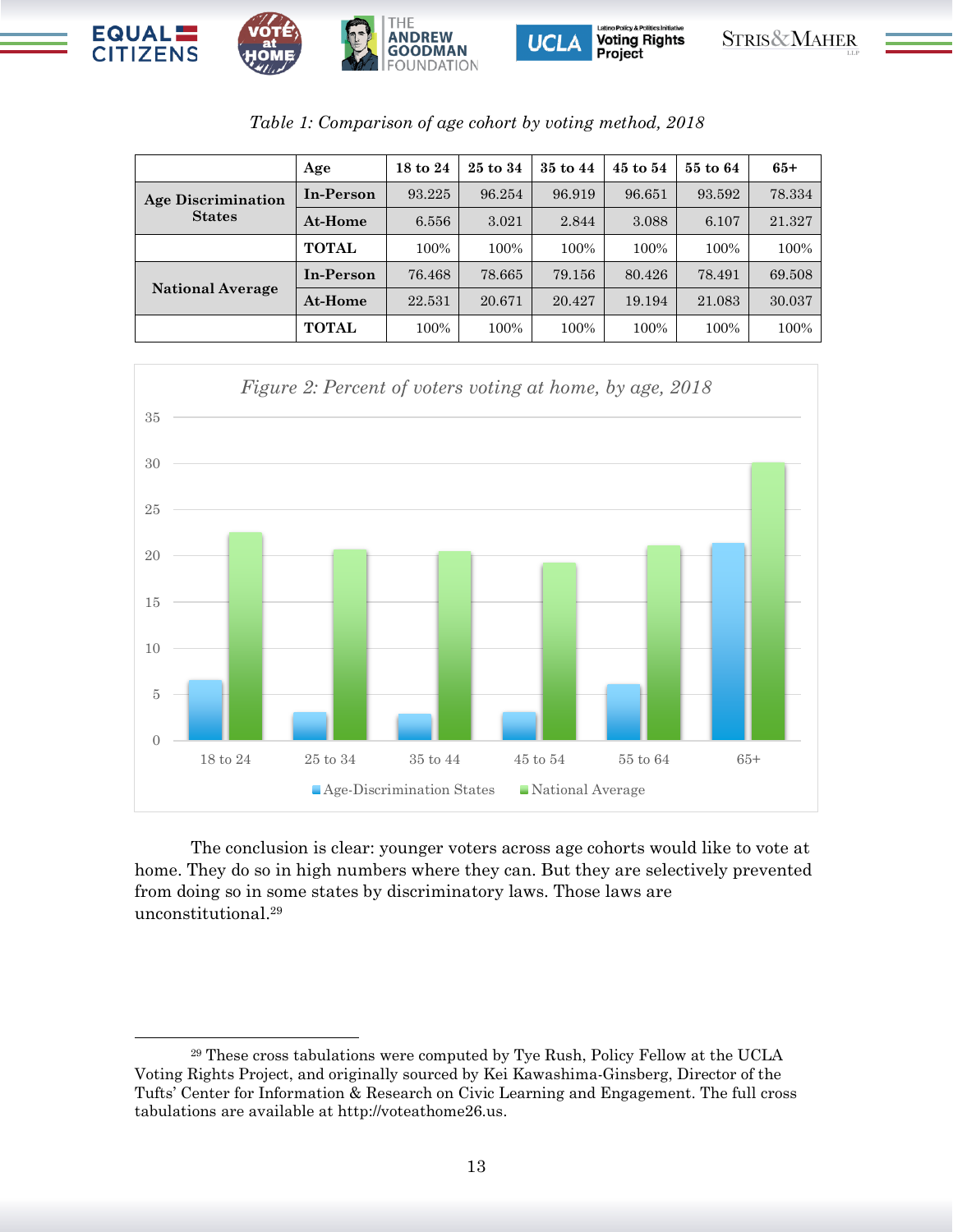*Table 1: Comparison of age cohort by voting method, 2018*

| | Age | 18 to 24 | 25 to 34 | 35 to 44 | 45 to 54 | 55 to 64 | 65+ |
|---|---|---|---|---|---|---|---|
| **Age Discrimination States** | **In-Person** | 93.225 | 96.254 | 96.919 | 96.651 | 93.592 | 78.334 |
| | **At-Home** | 6.556 | 3.021 | 2.844 | 3.088 | 6.107 | 21.327 |
| | **TOTAL** | 100% | 100% | 100% | 100% | 100% | 100% |
| **National Average** | **In-Person** | 76.468 | 78.665 | 79.156 | 80.426 | 78.491 | 69.508 |
| | **At-Home** | 22.531 | 20.671 | 20.427 | 19.194 | 21.083 | 30.037 |
| | **TOTAL** | 100% | 100% | 100% | 100% | 100% | 100% |

*Figure 2: Percent of voters voting at home, by age, 2018*

The conclusion is clear: younger voters across age cohorts would like to vote at home. They do so in high numbers where they can. But they are selectively prevented from doing so in some states by discriminatory laws. Those laws are unconstitutional.[29]

---

[29] These cross tabulations were computed by Tye Rush, Policy Fellow at the UCLA Voting Rights Project, and originally sourced by Kei Kawashima-Ginsberg, Director of the Tufts' Center for Information & Research on Civic Learning and Engagement. The full cross tabulations are available at http://voteathome26.us.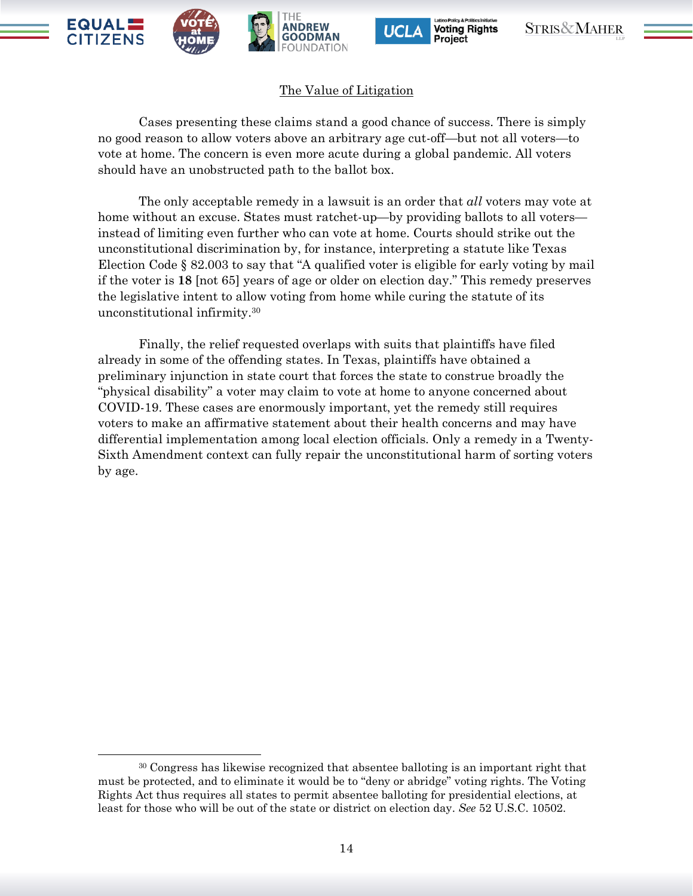## The Value of Litigation

Cases presenting these claims stand a good chance of success. There is simply no good reason to allow voters above an arbitrary age cut-off—but not all voters—to vote at home. The concern is even more acute during a global pandemic. All voters should have an unobstructed path to the ballot box.

The only acceptable remedy in a lawsuit is an order that *all* voters may vote at home without an excuse. States must ratchet-up—by providing ballots to all voters—instead of limiting even further who can vote at home. Courts should strike out the unconstitutional discrimination by, for instance, interpreting a statute like Texas Election Code § 82.003 to say that "A qualified voter is eligible for early voting by mail if the voter is **18** [not 65] years of age or older on election day." This remedy preserves the legislative intent to allow voting from home while curing the statute of its unconstitutional infirmity.[30]

Finally, the relief requested overlaps with suits that plaintiffs have filed already in some of the offending states. In Texas, plaintiffs have obtained a preliminary injunction in state court that forces the state to construe broadly the "physical disability" a voter may claim to vote at home to anyone concerned about COVID-19. These cases are enormously important, yet the remedy still requires voters to make an affirmative statement about their health concerns and may have differential implementation among local election officials. Only a remedy in a Twenty-Sixth Amendment context can fully repair the unconstitutional harm of sorting voters by age.

---

[30] Congress has likewise recognized that absentee balloting is an important right that must be protected, and to eliminate it would be to "deny or abridge" voting rights. The Voting Rights Act thus requires all states to permit absentee balloting for presidential elections, at least for those who will be out of the state or district on election day. *See* 52 U.S.C. 10502.